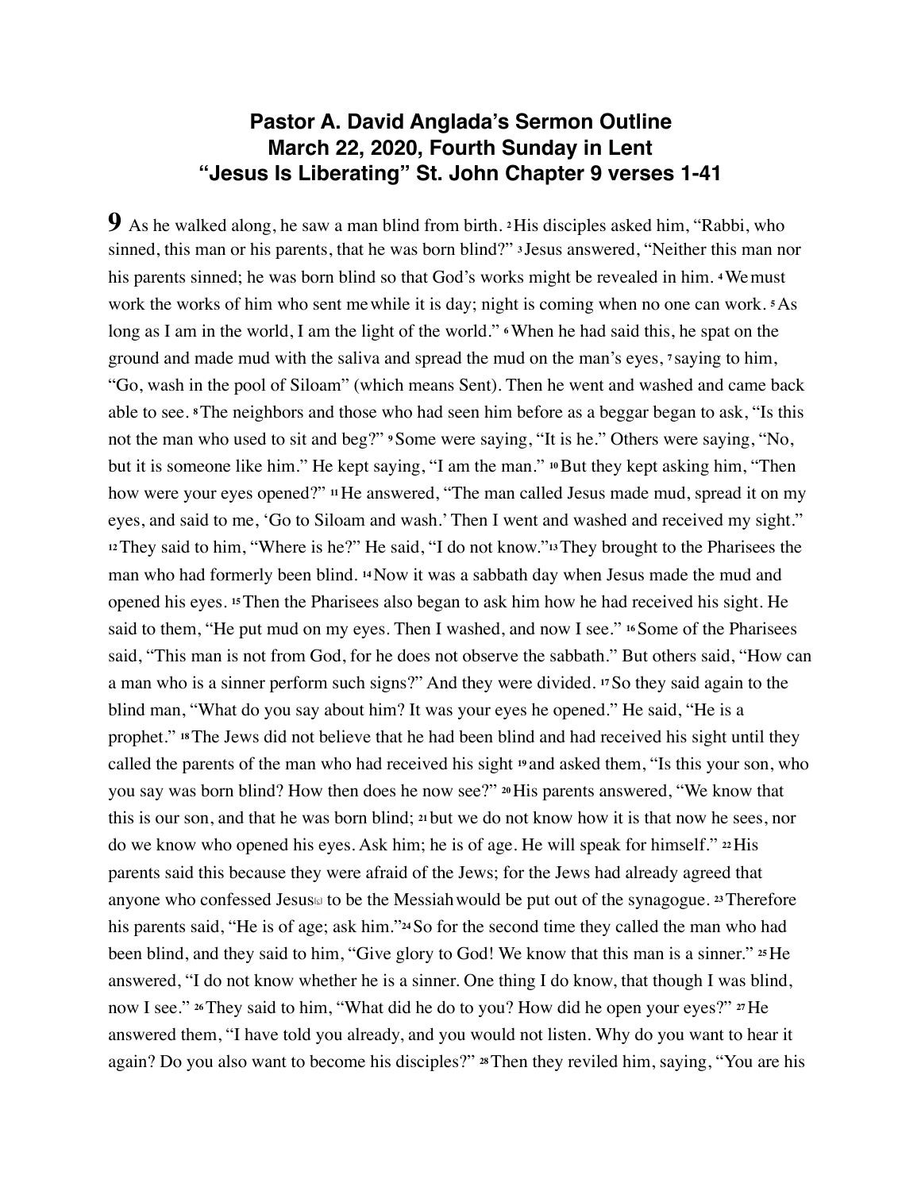# Pastor A. David Anglada's Sermon Outline
# March 22, 2020, Fourth Sunday in Lent
# "Jesus Is Liberating" St. John Chapter 9 verses 1-41

**9** As he walked along, he saw a man blind from birth. **2** His disciples asked him, "Rabbi, who sinned, this man or his parents, that he was born blind?" **3** Jesus answered, "Neither this man nor his parents sinned; he was born blind so that God's works might be revealed in him. **4** We must work the works of him who sent me while it is day; night is coming when no one can work. **5** As long as I am in the world, I am the light of the world." **6** When he had said this, he spat on the ground and made mud with the saliva and spread the mud on the man's eyes, **7** saying to him, "Go, wash in the pool of Siloam" (which means Sent). Then he went and washed and came back able to see. **8** The neighbors and those who had seen him before as a beggar began to ask, "Is this not the man who used to sit and beg?" **9** Some were saying, "It is he." Others were saying, "No, but it is someone like him." He kept saying, "I am the man." **10** But they kept asking him, "Then how were your eyes opened?" **11** He answered, "The man called Jesus made mud, spread it on my eyes, and said to me, 'Go to Siloam and wash.' Then I went and washed and received my sight." **12** They said to him, "Where is he?" He said, "I do not know." **13** They brought to the Pharisees the man who had formerly been blind. **14** Now it was a sabbath day when Jesus made the mud and opened his eyes. **15** Then the Pharisees also began to ask him how he had received his sight. He said to them, "He put mud on my eyes. Then I washed, and now I see." **16** Some of the Pharisees said, "This man is not from God, for he does not observe the sabbath." But others said, "How can a man who is a sinner perform such signs?" And they were divided. **17** So they said again to the blind man, "What do you say about him? It was your eyes he opened." He said, "He is a prophet." **18** The Jews did not believe that he had been blind and had received his sight until they called the parents of the man who had received his sight **19** and asked them, "Is this your son, who you say was born blind? How then does he now see?" **20** His parents answered, "We know that this is our son, and that he was born blind; **21** but we do not know how it is that now he sees, nor do we know who opened his eyes. Ask him; he is of age. He will speak for himself." **22** His parents said this because they were afraid of the Jews; for the Jews had already agreed that anyone who confessed Jesus[a] to be the Messiah would be put out of the synagogue. **23** Therefore his parents said, "He is of age; ask him." **24** So for the second time they called the man who had been blind, and they said to him, "Give glory to God! We know that this man is a sinner." **25** He answered, "I do not know whether he is a sinner. One thing I do know, that though I was blind, now I see." **26** They said to him, "What did he do to you? How did he open your eyes?" **27** He answered them, "I have told you already, and you would not listen. Why do you want to hear it again? Do you also want to become his disciples?" **28** Then they reviled him, saying, "You are his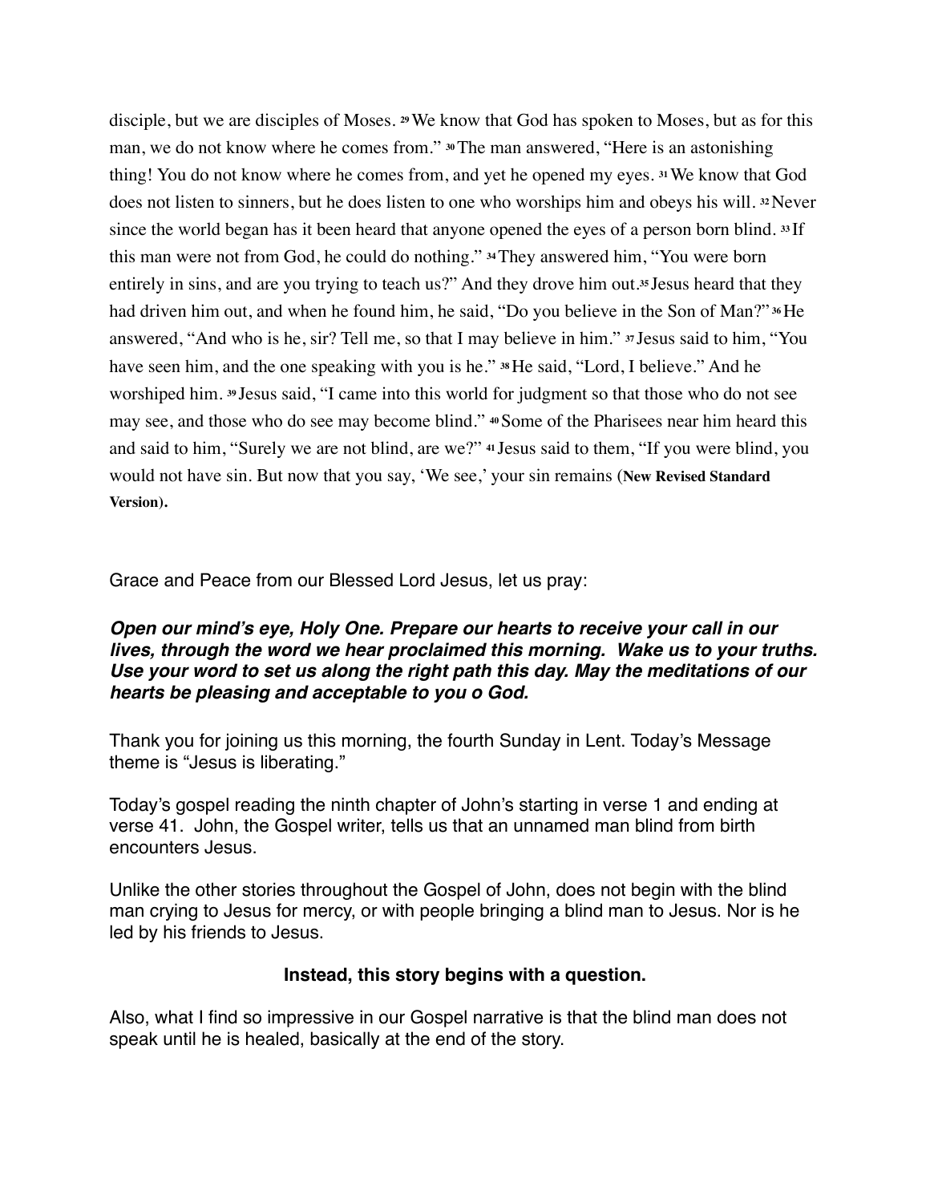disciple, but we are disciples of Moses. [29] We know that God has spoken to Moses, but as for this man, we do not know where he comes from." [30] The man answered, "Here is an astonishing thing! You do not know where he comes from, and yet he opened my eyes. [31] We know that God does not listen to sinners, but he does listen to one who worships him and obeys his will. [32] Never since the world began has it been heard that anyone opened the eyes of a person born blind. [33] If this man were not from God, he could do nothing." [34] They answered him, "You were born entirely in sins, and are you trying to teach us?" And they drove him out.[35] Jesus heard that they had driven him out, and when he found him, he said, "Do you believe in the Son of Man?" [36] He answered, "And who is he, sir? Tell me, so that I may believe in him." [37] Jesus said to him, "You have seen him, and the one speaking with you is he." [38] He said, "Lord, I believe." And he worshiped him. [39] Jesus said, "I came into this world for judgment so that those who do not see may see, and those who do see may become blind." [40] Some of the Pharisees near him heard this and said to him, "Surely we are not blind, are we?" [41] Jesus said to them, "If you were blind, you would not have sin. But now that you say, 'We see,' your sin remains (**New Revised Standard Version).**

Grace and Peace from our Blessed Lord Jesus, let us pray:

***Open our mind's eye, Holy One. Prepare our hearts to receive your call in our lives, through the word we hear proclaimed this morning. Wake us to your truths. Use your word to set us along the right path this day. May the meditations of our hearts be pleasing and acceptable to you o God.***

Thank you for joining us this morning, the fourth Sunday in Lent. Today's Message theme is "Jesus is liberating."

Today's gospel reading the ninth chapter of John's starting in verse 1 and ending at verse 41. John, the Gospel writer, tells us that an unnamed man blind from birth encounters Jesus.

Unlike the other stories throughout the Gospel of John, does not begin with the blind man crying to Jesus for mercy, or with people bringing a blind man to Jesus. Nor is he led by his friends to Jesus.

**Instead, this story begins with a question.**

Also, what I find so impressive in our Gospel narrative is that the blind man does not speak until he is healed, basically at the end of the story.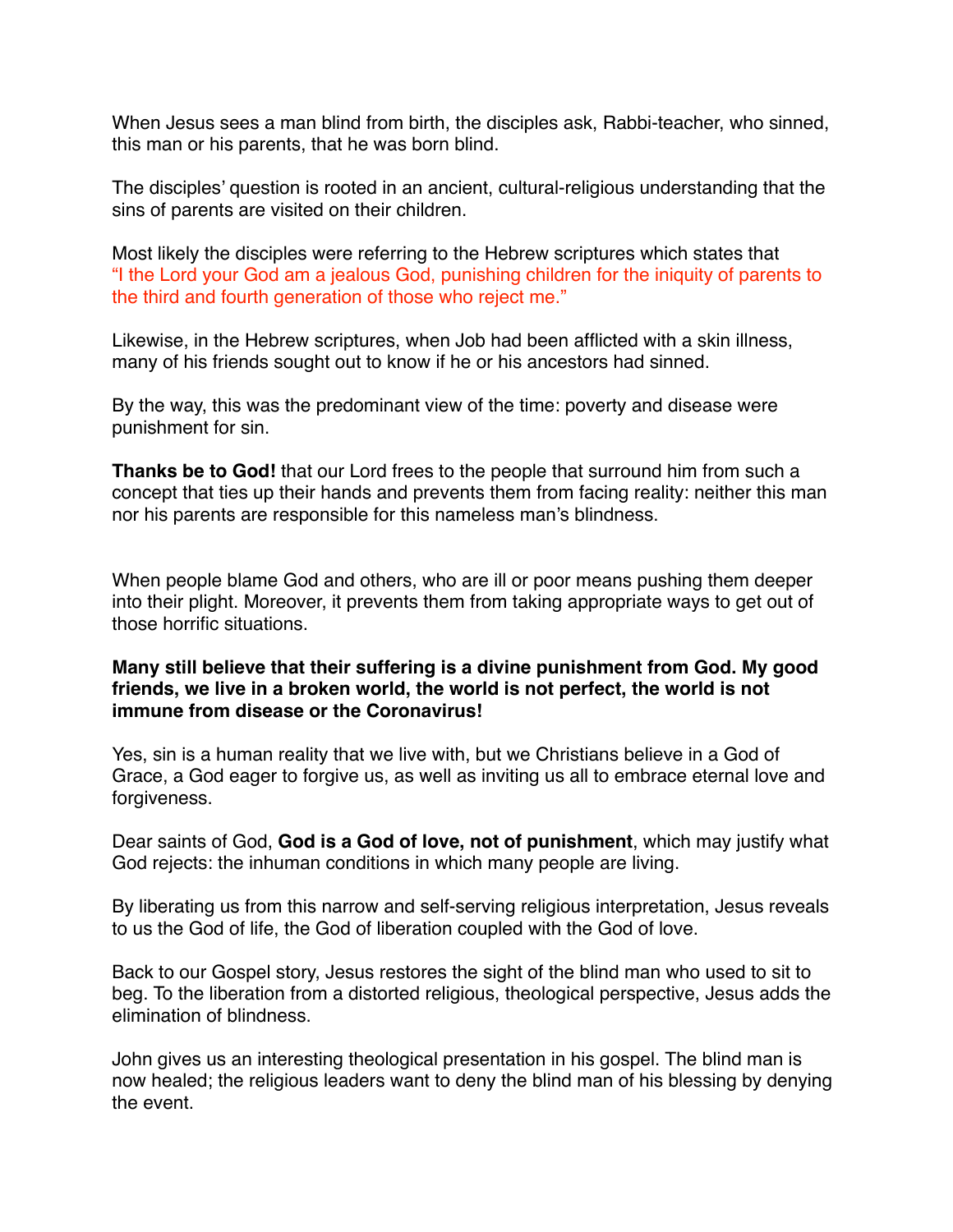When Jesus sees a man blind from birth, the disciples ask, Rabbi-teacher, who sinned, this man or his parents, that he was born blind.

The disciples' question is rooted in an ancient, cultural-religious understanding that the sins of parents are visited on their children.

Most likely the disciples were referring to the Hebrew scriptures which states that "I the Lord your God am a jealous God, punishing children for the iniquity of parents to the third and fourth generation of those who reject me."

Likewise, in the Hebrew scriptures, when Job had been afflicted with a skin illness, many of his friends sought out to know if he or his ancestors had sinned.

By the way, this was the predominant view of the time: poverty and disease were punishment for sin.

**Thanks be to God!** that our Lord frees to the people that surround him from such a concept that ties up their hands and prevents them from facing reality: neither this man nor his parents are responsible for this nameless man's blindness.

When people blame God and others, who are ill or poor means pushing them deeper into their plight. Moreover, it prevents them from taking appropriate ways to get out of those horrific situations.

**Many still believe that their suffering is a divine punishment from God. My good friends, we live in a broken world, the world is not perfect, the world is not immune from disease or the Coronavirus!**

Yes, sin is a human reality that we live with, but we Christians believe in a God of Grace, a God eager to forgive us, as well as inviting us all to embrace eternal love and forgiveness.

Dear saints of God, **God is a God of love, not of punishment**, which may justify what God rejects: the inhuman conditions in which many people are living.

By liberating us from this narrow and self-serving religious interpretation, Jesus reveals to us the God of life, the God of liberation coupled with the God of love.

Back to our Gospel story, Jesus restores the sight of the blind man who used to sit to beg. To the liberation from a distorted religious, theological perspective, Jesus adds the elimination of blindness.

John gives us an interesting theological presentation in his gospel. The blind man is now healed; the religious leaders want to deny the blind man of his blessing by denying the event.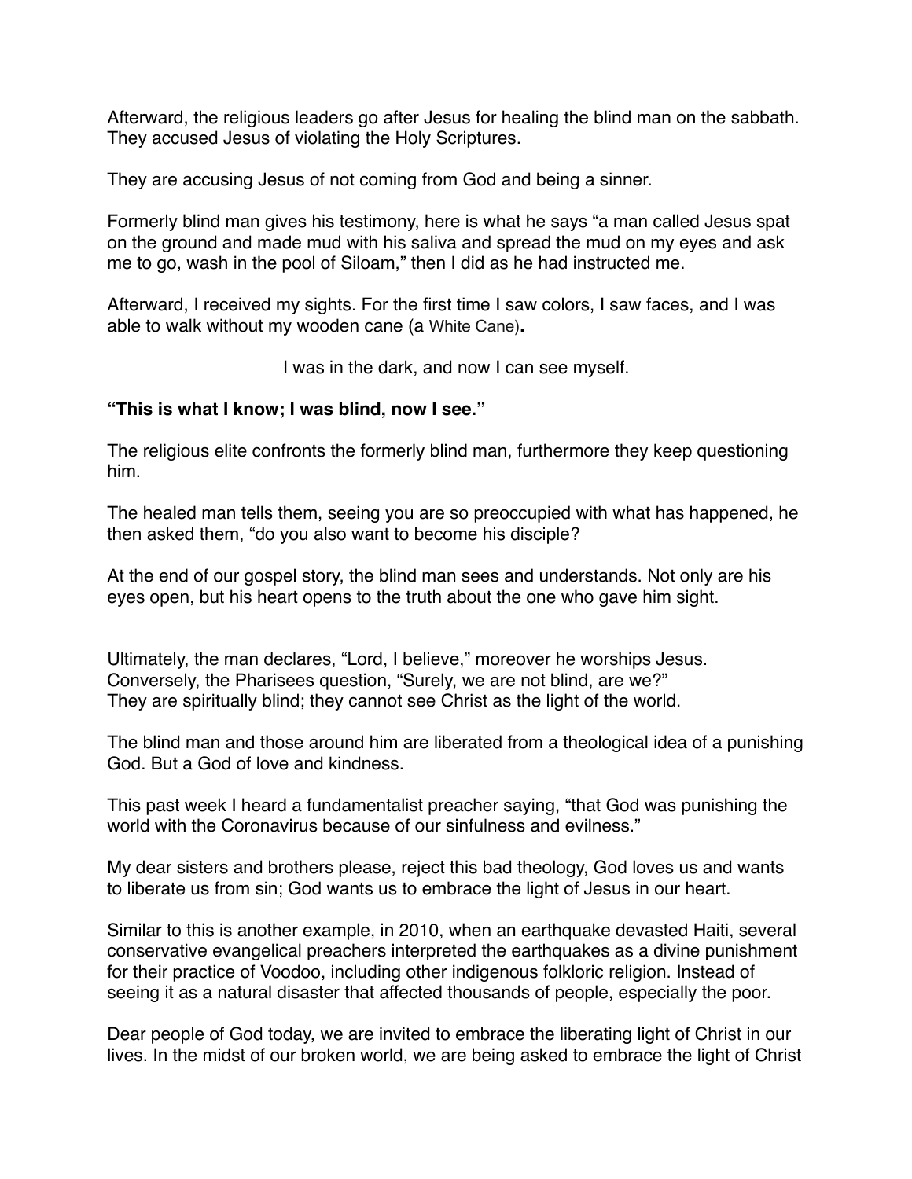Afterward, the religious leaders go after Jesus for healing the blind man on the sabbath. They accused Jesus of violating the Holy Scriptures.

They are accusing Jesus of not coming from God and being a sinner.

Formerly blind man gives his testimony, here is what he says "a man called Jesus spat on the ground and made mud with his saliva and spread the mud on my eyes and ask me to go, wash in the pool of Siloam," then I did as he had instructed me.

Afterward, I received my sights. For the first time I saw colors, I saw faces, and I was able to walk without my wooden cane (a White Cane)**.**

I was in the dark, and now I can see myself.

**"This is what I know; I was blind, now I see."**

The religious elite confronts the formerly blind man, furthermore they keep questioning him.

The healed man tells them, seeing you are so preoccupied with what has happened, he then asked them, "do you also want to become his disciple?

At the end of our gospel story, the blind man sees and understands. Not only are his eyes open, but his heart opens to the truth about the one who gave him sight.

Ultimately, the man declares, "Lord, I believe," moreover he worships Jesus.
Conversely, the Pharisees question, "Surely, we are not blind, are we?"
They are spiritually blind; they cannot see Christ as the light of the world.

The blind man and those around him are liberated from a theological idea of a punishing God. But a God of love and kindness.

This past week I heard a fundamentalist preacher saying, "that God was punishing the world with the Coronavirus because of our sinfulness and evilness."

My dear sisters and brothers please, reject this bad theology, God loves us and wants to liberate us from sin; God wants us to embrace the light of Jesus in our heart.

Similar to this is another example, in 2010, when an earthquake devasted Haiti, several conservative evangelical preachers interpreted the earthquakes as a divine punishment for their practice of Voodoo, including other indigenous folkloric religion. Instead of seeing it as a natural disaster that affected thousands of people, especially the poor.

Dear people of God today, we are invited to embrace the liberating light of Christ in our lives. In the midst of our broken world, we are being asked to embrace the light of Christ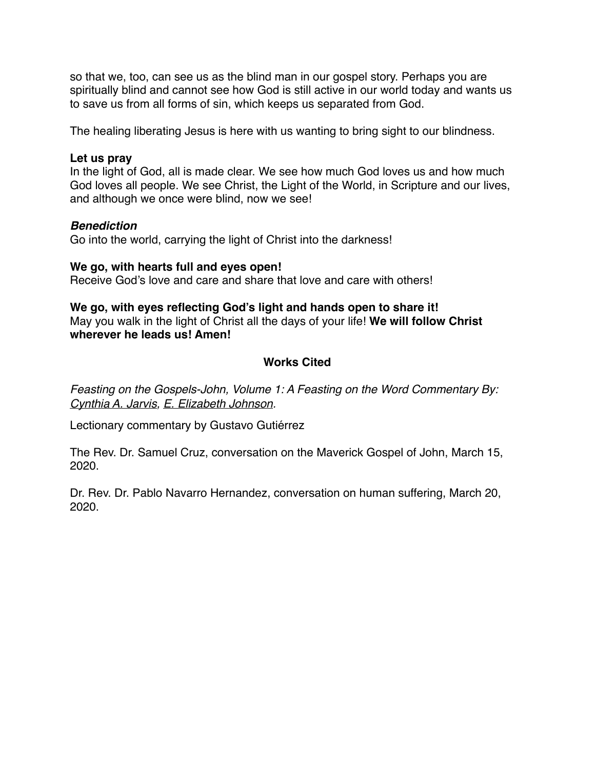so that we, too, can see us as the blind man in our gospel story. Perhaps you are spiritually blind and cannot see how God is still active in our world today and wants us to save us from all forms of sin, which keeps us separated from God.

The healing liberating Jesus is here with us wanting to bring sight to our blindness.

**Let us pray**
In the light of God, all is made clear. We see how much God loves us and how much God loves all people. We see Christ, the Light of the World, in Scripture and our lives, and although we once were blind, now we see!

***Benediction***
Go into the world, carrying the light of Christ into the darkness!

**We go, with hearts full and eyes open!**
Receive God's love and care and share that love and care with others!

**We go, with eyes reflecting God's light and hands open to share it!**
May you walk in the light of Christ all the days of your life! **We will follow Christ wherever he leads us! Amen!**

## Works Cited

*Feasting on the Gospels-John, Volume 1: A Feasting on the Word Commentary By: Cynthia A. Jarvis, E. Elizabeth Johnson.*

Lectionary commentary by Gustavo Gutiérrez

The Rev. Dr. Samuel Cruz, conversation on the Maverick Gospel of John, March 15, 2020.

Dr. Rev. Dr. Pablo Navarro Hernandez, conversation on human suffering, March 20, 2020.